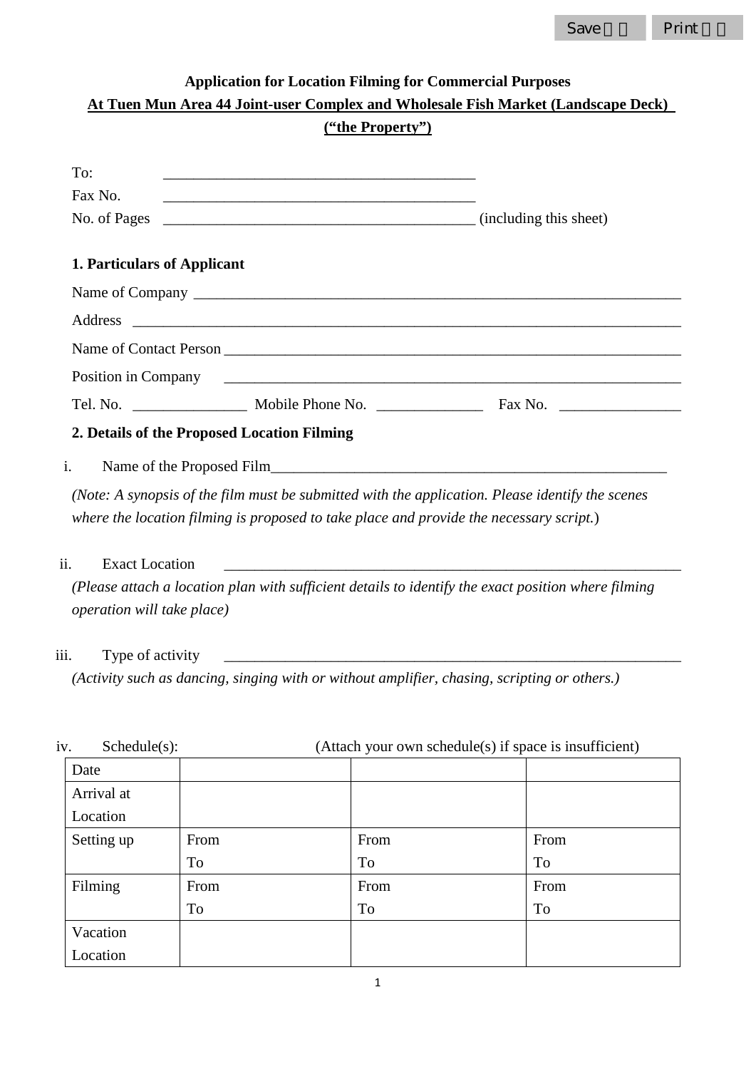**Application for Location Filming for Commercial Purposes**

**At Tuen Mun Area 44 Joint-user Complex and Wholesale Fish Market (Landscape Deck) ("the Property")**

To: ________________________________________

Fax No. ________________________________________

No. of Pages ________________________________________ (including this sheet)

**1. Particulars of Applicant**

Name of Company ________________________________________

Address ________________________________________

Name of Contact Person ________________________________________

Position in Company ________________________________________

Tel. No. _______________ Mobile Phone No. ______________ Fax No. ________________

**2. Details of the Proposed Location Filming**

i. Name of the Proposed Film________________________________________

*(Note: A synopsis of the film must be submitted with the application. Please identify the scenes where the location filming is proposed to take place and provide the necessary script.*)

ii. Exact Location ________________________________________

*(Please attach a location plan with sufficient details to identify the exact position where filming operation will take place)*

iii. Type of activity ________________________________________

*(Activity such as dancing, singing with or without amplifier, chasing, scripting or others.)*

iv. Schedule(s): (Attach your own schedule(s) if space is insufficient)

| Date | | | |
|---|---|---|---|
| Arrival at Location | | | |
| Setting up | From<br>To | From<br>To | From<br>To |
| Filming | From<br>To | From<br>To | From<br>To |
| Vacation Location | | | |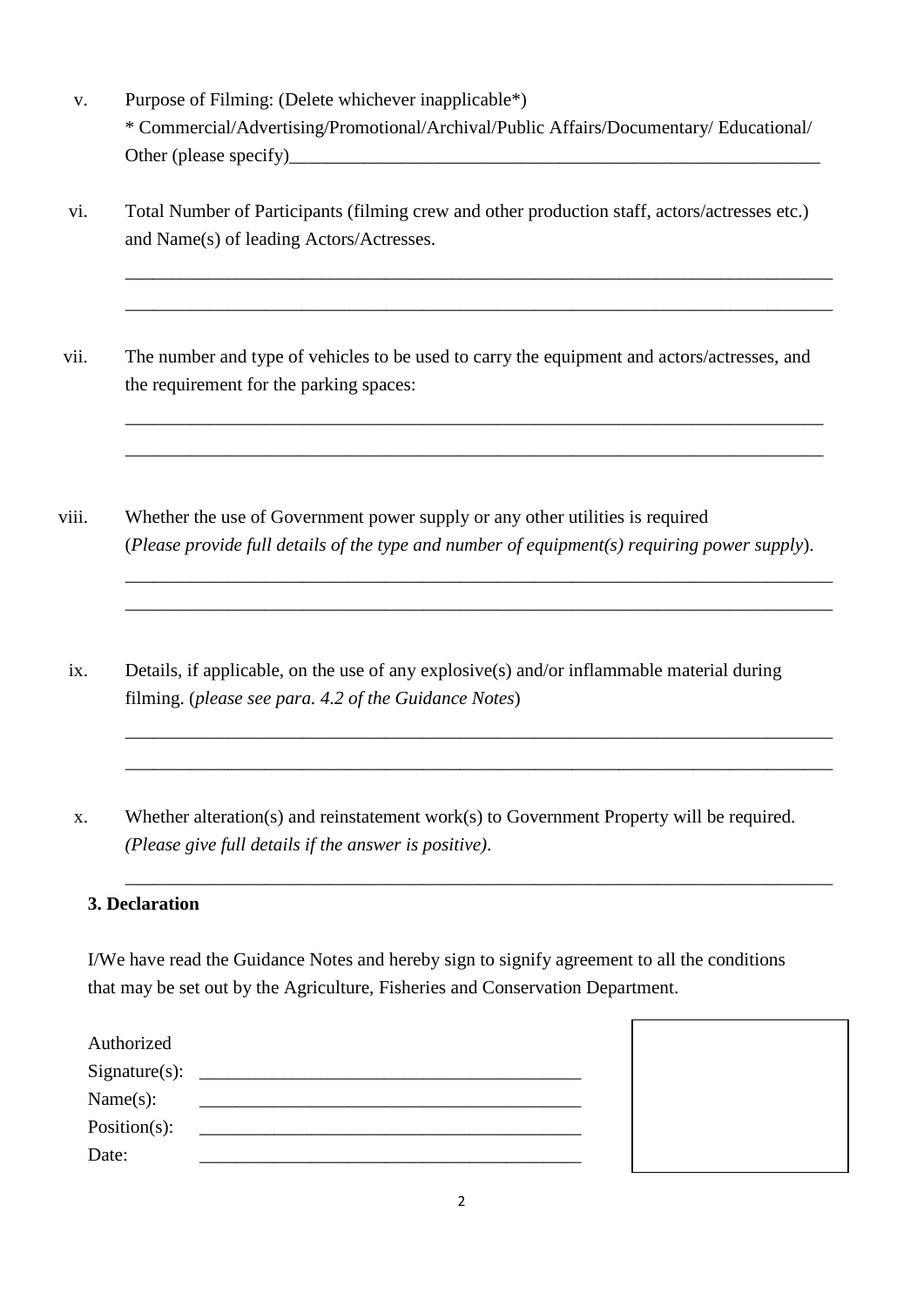v. Purpose of Filming: (Delete whichever inapplicable*)
   * Commercial/Advertising/Promotional/Archival/Public Affairs/Documentary/ Educational/ Other (please specify)____________________________________________________________

vi. Total Number of Participants (filming crew and other production staff, actors/actresses etc.) and Name(s) of leading Actors/Actresses.

   ______________________________________________________________________________

   ______________________________________________________________________________

vii. The number and type of vehicles to be used to carry the equipment and actors/actresses, and the requirement for the parking spaces:

   ______________________________________________________________________________

   ______________________________________________________________________________

viii. Whether the use of Government power supply or any other utilities is required (*Please provide full details of the type and number of equipment(s) requiring power supply*).

   ______________________________________________________________________________

   ______________________________________________________________________________

ix. Details, if applicable, on the use of any explosive(s) and/or inflammable material during filming. (*please see para. 4.2 of the Guidance Notes*)

   ______________________________________________________________________________

   ______________________________________________________________________________

x. Whether alteration(s) and reinstatement work(s) to Government Property will be required. *(Please give full details if the answer is positive)*.

   ______________________________________________________________________________

**3. Declaration**

I/We have read the Guidance Notes and hereby sign to signify agreement to all the conditions that may be set out by the Agriculture, Fisheries and Conservation Department.

Authorized
Signature(s): ________________________________________
Name(s): ________________________________________
Position(s): ________________________________________
Date: ________________________________________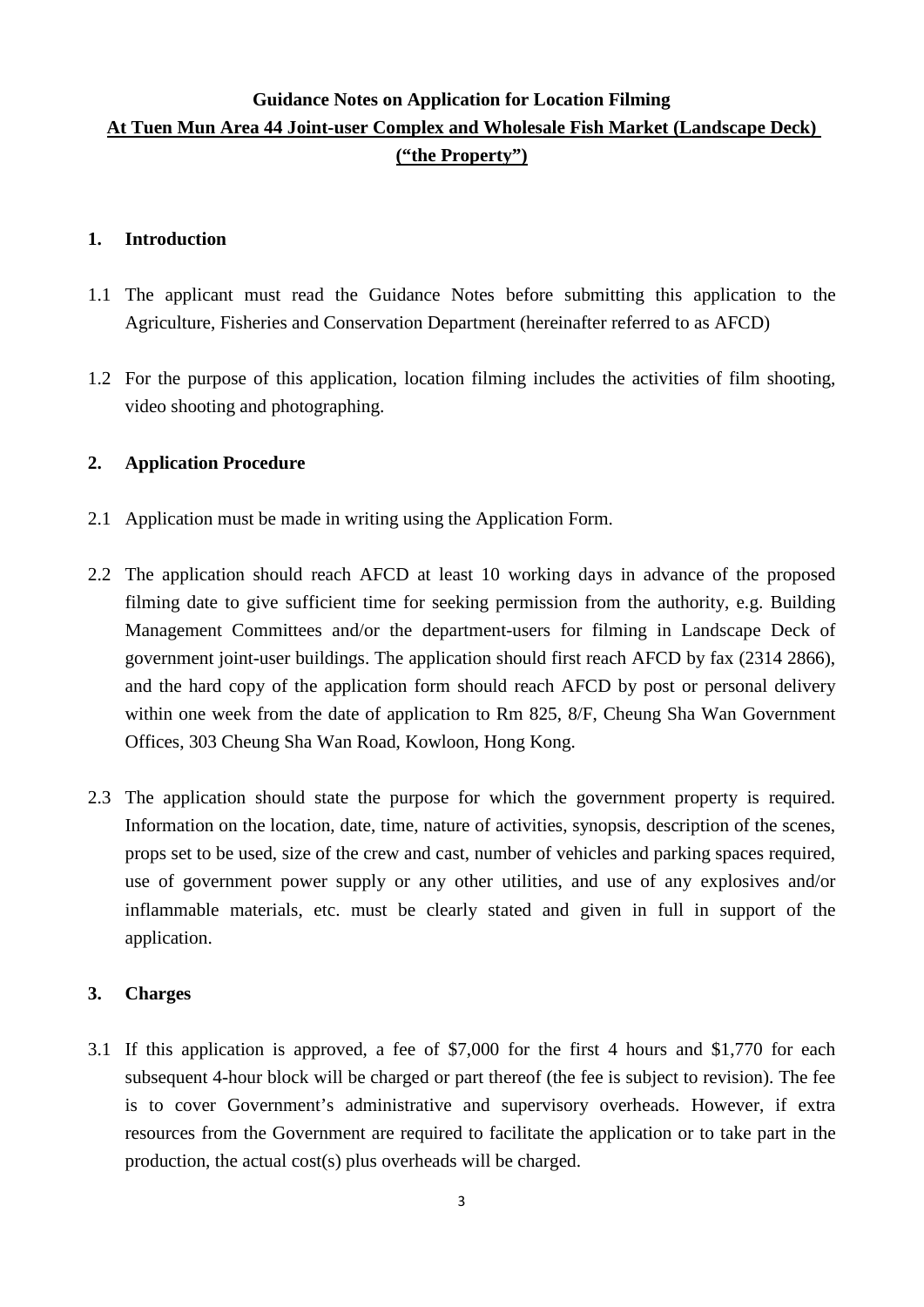**Guidance Notes on Application for Location Filming**

**At Tuen Mun Area 44 Joint-user Complex and Wholesale Fish Market (Landscape Deck) ("the Property")**

## 1. Introduction

1.1 The applicant must read the Guidance Notes before submitting this application to the Agriculture, Fisheries and Conservation Department (hereinafter referred to as AFCD)

1.2 For the purpose of this application, location filming includes the activities of film shooting, video shooting and photographing.

## 2. Application Procedure

2.1 Application must be made in writing using the Application Form.

2.2 The application should reach AFCD at least 10 working days in advance of the proposed filming date to give sufficient time for seeking permission from the authority, e.g. Building Management Committees and/or the department-users for filming in Landscape Deck of government joint-user buildings. The application should first reach AFCD by fax (2314 2866), and the hard copy of the application form should reach AFCD by post or personal delivery within one week from the date of application to Rm 825, 8/F, Cheung Sha Wan Government Offices, 303 Cheung Sha Wan Road, Kowloon, Hong Kong.

2.3 The application should state the purpose for which the government property is required. Information on the location, date, time, nature of activities, synopsis, description of the scenes, props set to be used, size of the crew and cast, number of vehicles and parking spaces required, use of government power supply or any other utilities, and use of any explosives and/or inflammable materials, etc. must be clearly stated and given in full in support of the application.

## 3. Charges

3.1 If this application is approved, a fee of $7,000 for the first 4 hours and $1,770 for each subsequent 4-hour block will be charged or part thereof (the fee is subject to revision). The fee is to cover Government's administrative and supervisory overheads. However, if extra resources from the Government are required to facilitate the application or to take part in the production, the actual cost(s) plus overheads will be charged.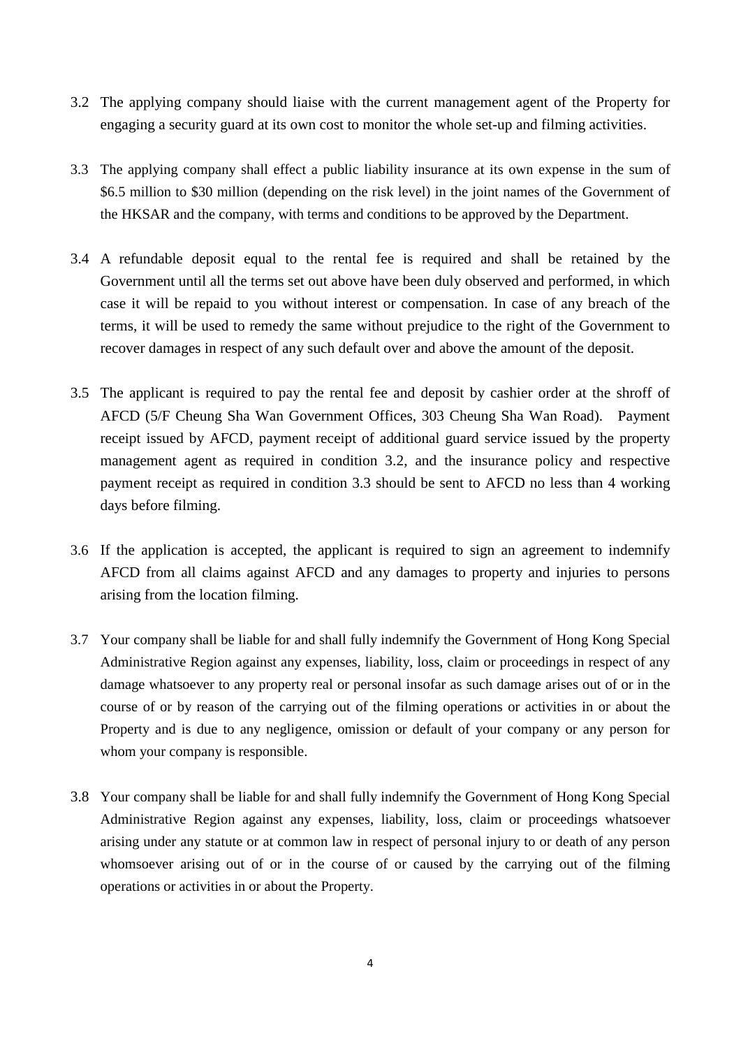3.2 The applying company should liaise with the current management agent of the Property for engaging a security guard at its own cost to monitor the whole set-up and filming activities.

3.3 The applying company shall effect a public liability insurance at its own expense in the sum of $6.5 million to $30 million (depending on the risk level) in the joint names of the Government of the HKSAR and the company, with terms and conditions to be approved by the Department.

3.4 A refundable deposit equal to the rental fee is required and shall be retained by the Government until all the terms set out above have been duly observed and performed, in which case it will be repaid to you without interest or compensation. In case of any breach of the terms, it will be used to remedy the same without prejudice to the right of the Government to recover damages in respect of any such default over and above the amount of the deposit.

3.5 The applicant is required to pay the rental fee and deposit by cashier order at the shroff of AFCD (5/F Cheung Sha Wan Government Offices, 303 Cheung Sha Wan Road). Payment receipt issued by AFCD, payment receipt of additional guard service issued by the property management agent as required in condition 3.2, and the insurance policy and respective payment receipt as required in condition 3.3 should be sent to AFCD no less than 4 working days before filming.

3.6 If the application is accepted, the applicant is required to sign an agreement to indemnify AFCD from all claims against AFCD and any damages to property and injuries to persons arising from the location filming.

3.7 Your company shall be liable for and shall fully indemnify the Government of Hong Kong Special Administrative Region against any expenses, liability, loss, claim or proceedings in respect of any damage whatsoever to any property real or personal insofar as such damage arises out of or in the course of or by reason of the carrying out of the filming operations or activities in or about the Property and is due to any negligence, omission or default of your company or any person for whom your company is responsible.

3.8 Your company shall be liable for and shall fully indemnify the Government of Hong Kong Special Administrative Region against any expenses, liability, loss, claim or proceedings whatsoever arising under any statute or at common law in respect of personal injury to or death of any person whomsoever arising out of or in the course of or caused by the carrying out of the filming operations or activities in or about the Property.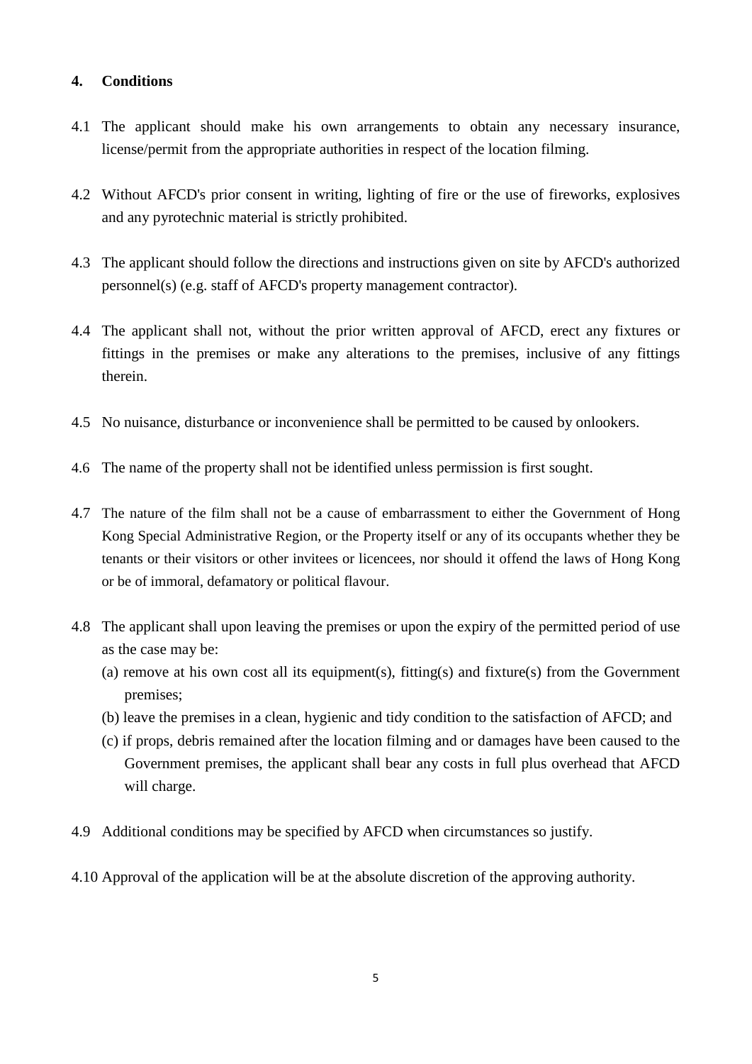## 4. Conditions

4.1 The applicant should make his own arrangements to obtain any necessary insurance, license/permit from the appropriate authorities in respect of the location filming.

4.2 Without AFCD's prior consent in writing, lighting of fire or the use of fireworks, explosives and any pyrotechnic material is strictly prohibited.

4.3 The applicant should follow the directions and instructions given on site by AFCD's authorized personnel(s) (e.g. staff of AFCD's property management contractor).

4.4 The applicant shall not, without the prior written approval of AFCD, erect any fixtures or fittings in the premises or make any alterations to the premises, inclusive of any fittings therein.

4.5 No nuisance, disturbance or inconvenience shall be permitted to be caused by onlookers.

4.6 The name of the property shall not be identified unless permission is first sought.

4.7 The nature of the film shall not be a cause of embarrassment to either the Government of Hong Kong Special Administrative Region, or the Property itself or any of its occupants whether they be tenants or their visitors or other invitees or licencees, nor should it offend the laws of Hong Kong or be of immoral, defamatory or political flavour.

4.8 The applicant shall upon leaving the premises or upon the expiry of the permitted period of use as the case may be:

(a) remove at his own cost all its equipment(s), fitting(s) and fixture(s) from the Government premises;

(b) leave the premises in a clean, hygienic and tidy condition to the satisfaction of AFCD; and

(c) if props, debris remained after the location filming and or damages have been caused to the Government premises, the applicant shall bear any costs in full plus overhead that AFCD will charge.

4.9 Additional conditions may be specified by AFCD when circumstances so justify.

4.10 Approval of the application will be at the absolute discretion of the approving authority.